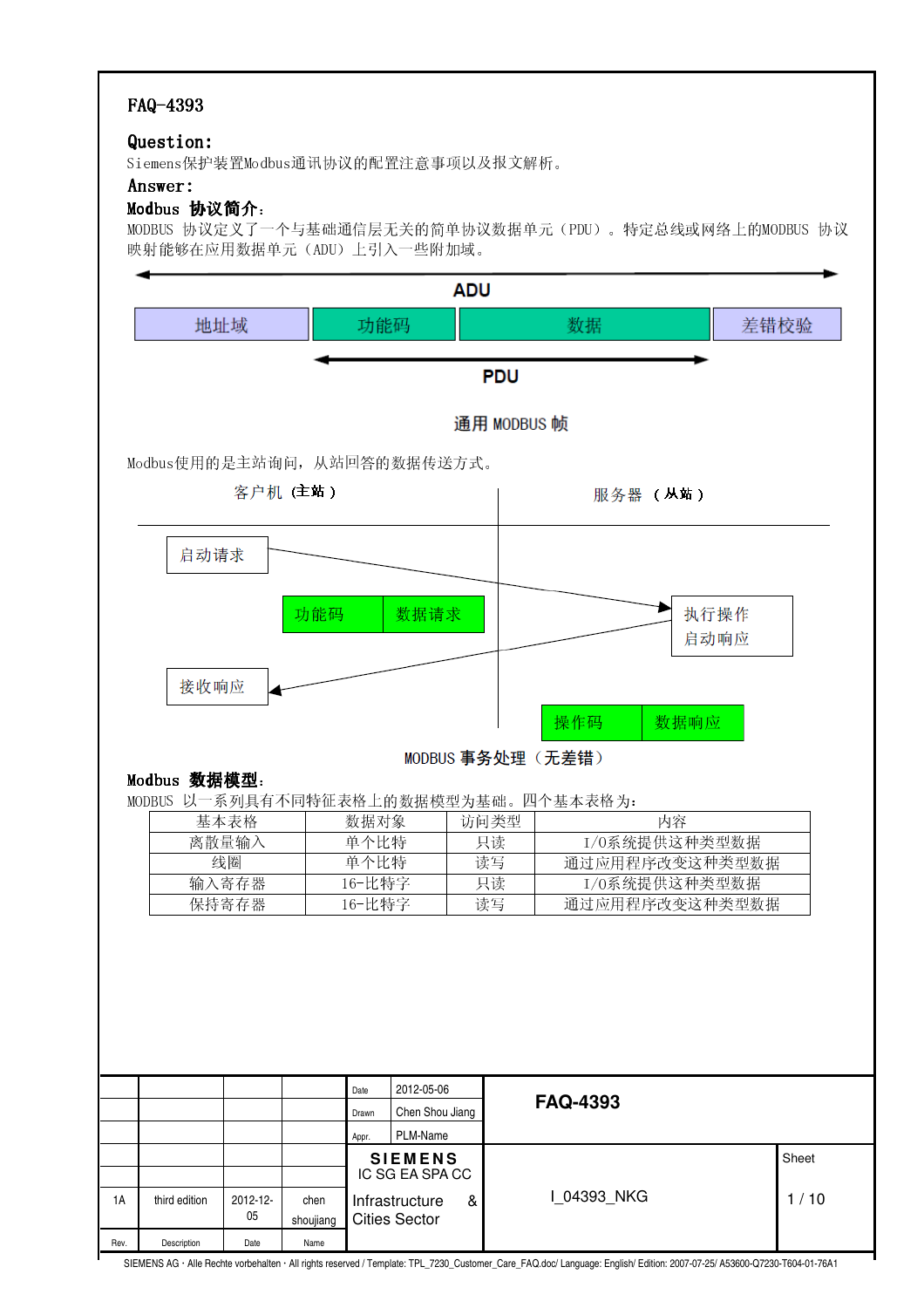FAQ-4393

**Question:**

Siemens保护装置Modbus通讯协议的配置注意事项以及报文解析。

**Answer:**

**Modbus 协议简介**：

MODBUS 协议定义了一个与基础通信层无关的简单协议数据单元（PDU）。特定总线或网络上的MODBUS 协议映射能够在应用数据单元（ADU）上引入一些附加域。

ADU

| 地址域 | 功能码 | 数据 | 差错校验 |
|---|---|---|---|

PDU

通用 MODBUS 帧

Modbus使用的是主站询问，从站回答的数据传送方式。

客户机（主站） 服务器（从站）

启动请求

功能码 数据请求

执行操作 启动响应

接收响应

操作码 数据响应

MODBUS 事务处理（无差错）

**Modbus 数据模型**：

MODBUS 以一系列具有不同特征表格上的数据模型为基础。四个基本表格为：

| 基本表格 | 数据对象 | 访问类型 | 内容 |
|---|---|---|---|
| 离散量输入 | 单个比特 | 只读 | I/O系统提供这种类型数据 |
| 线圈 | 单个比特 | 读写 | 通过应用程序改变这种类型数据 |
| 输入寄存器 | 16-比特字 | 只读 | I/O系统提供这种类型数据 |
| 保持寄存器 | 16-比特字 | 读写 | 通过应用程序改变这种类型数据 |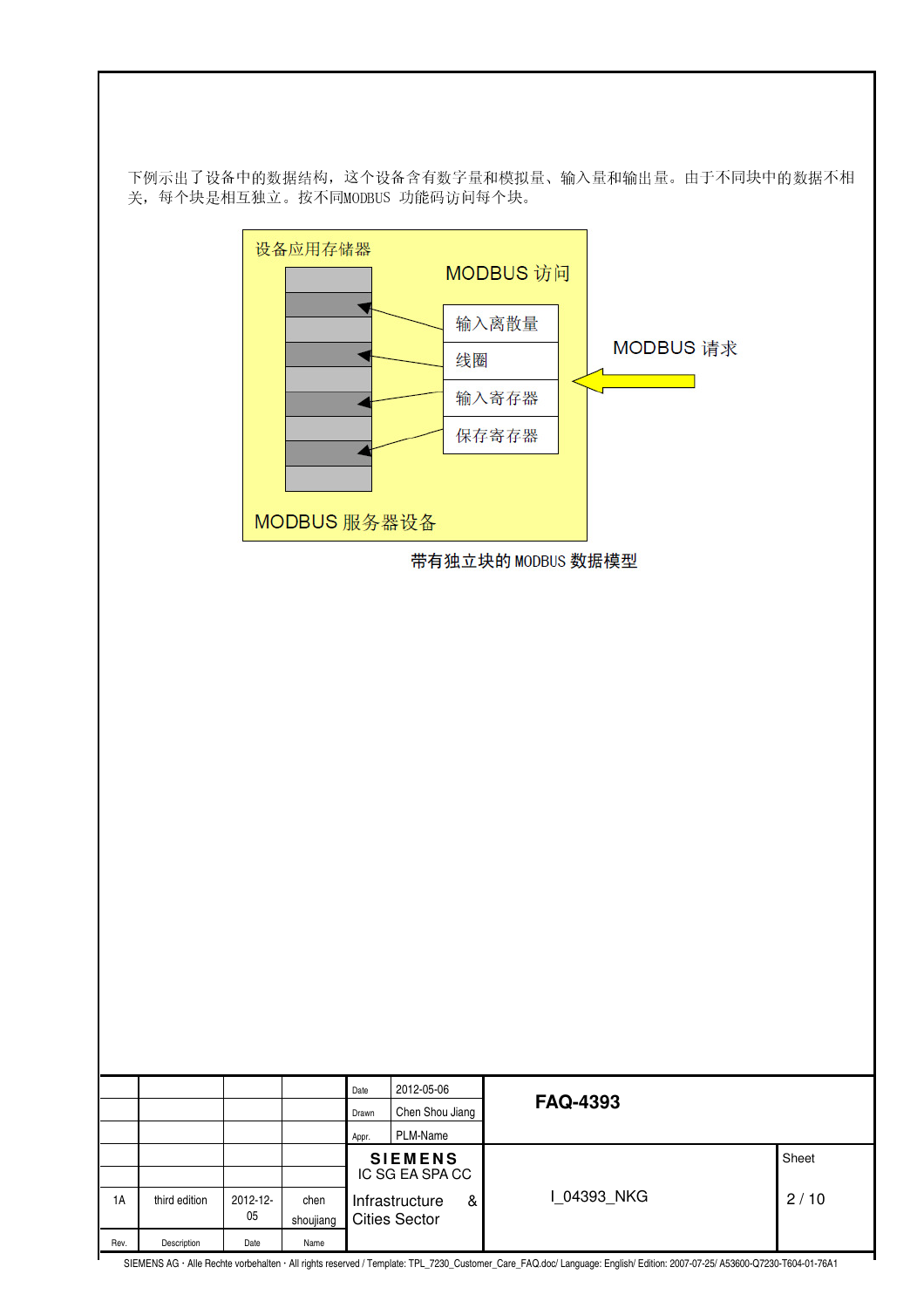下例示出了设备中的数据结构，这个设备含有数字量和模拟量、输入量和输出量。由于不同块中的数据不相关，每个块是相互独立。按不同MODBUS 功能码访问每个块。

设备应用存储器

MODBUS 访问

输入离散量

线圈

输入寄存器

保存寄存器

MODBUS 请求

MODBUS 服务器设备

带有独立块的 MODBUS 数据模型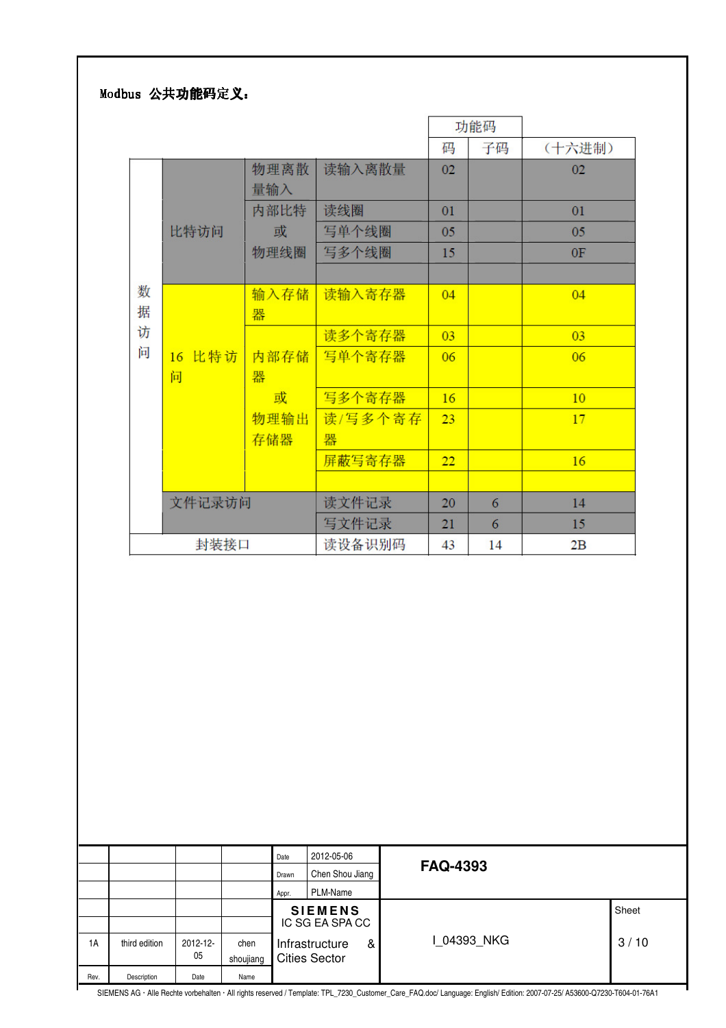**Modbus 公共功能码定义：**

| | | | | 功能码 | | |
|---|---|---|---|---|---|---|
| | | | | 码 | 子码 | （十六进制） |
| 数据访问 | 比特访问 | 物理离散量输入 | 读输入离散量 | 02 | | 02 |
| | | 内部比特或物理线圈 | 读线圈 | 01 | | 01 |
| | | | 写单个线圈 | 05 | | 05 |
| | | | 写多个线圈 | 15 | | 0F |
| | | | | | | |
| | 16 比特访问 | 输入存储器 | 读输入寄存器 | 04 | | 04 |
| | | 内部存储器或物理输出存储器 | 读多个寄存器 | 03 | | 03 |
| | | | 写单个寄存器 | 06 | | 06 |
| | | | 写多个寄存器 | 16 | | 10 |
| | | | 读/写多个寄存器 | 23 | | 17 |
| | | | 屏蔽写寄存器 | 22 | | 16 |
| | | | | | | |
| | 文件记录访问 | | 读文件记录 | 20 | 6 | 14 |
| | | | 写文件记录 | 21 | 6 | 15 |
| 封装接口 | | | 读设备识别码 | 43 | 14 | 2B |

| | | | | Date | 2012-05-06 | FAQ-4393 | |
|---|---|---|---|---|---|---|---|
| | | | | Drawn | Chen Shou Jiang | | |
| | | | | Appr. | PLM-Name | | |
| | | | | SIEMENS IC SG EA SPA CC | | I_04393_NKG | Sheet |
| 1A | third edition | 2012-12-05 | chen shoujiang | Infrastructure & Cities Sector | | | |
| Rev. | Description | Date | Name | | | | |

SIEMENS AG · Alle Rechte vorbehalten · All rights reserved / Template: TPL_7230_Customer_Care_FAQ.doc/ Language: English/ Edition: 2007-07-25/ A53600-Q7230-T604-01-76A1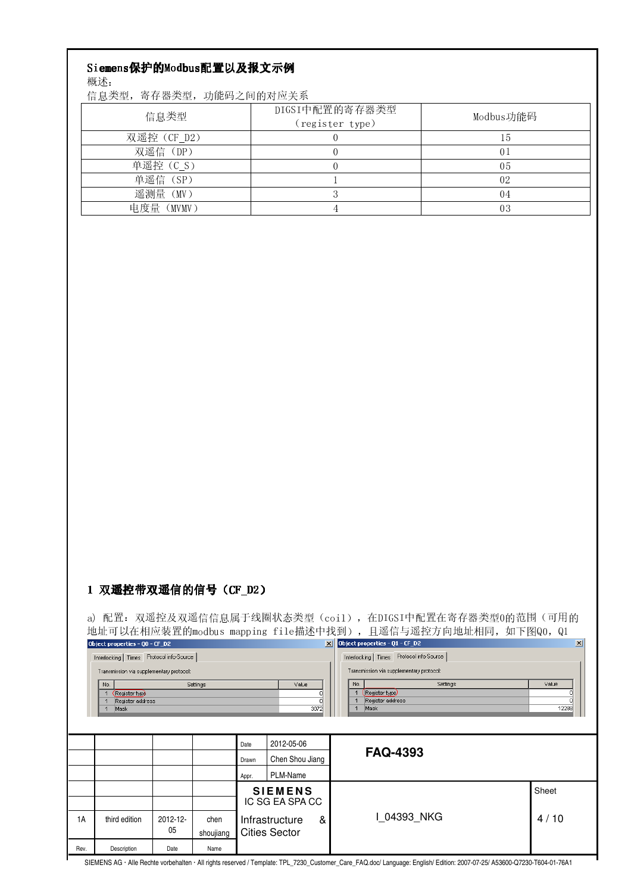## Siemens保护的Modbus配置以及报文示例

概述：

信息类型，寄存器类型，功能码之间的对应关系

| 信息类型 | DIGSI中配置的寄存器类型（register type） | Modbus功能码 |
|---|---|---|
| 双遥控（CF_D2） | 0 | 15 |
| 双遥信（DP） | 0 | 01 |
| 单遥控（C_S） | 0 | 05 |
| 单遥信（SP） | 1 | 02 |
| 遥测量（MV） | 3 | 04 |
| 电度量（MVMV） | 4 | 03 |

### 1 双遥控带双遥信的信号（CF_D2）

a) 配置：双遥控及双遥信信息属于线圈状态类型（coil），在DIGSI中配置在寄存器类型0的范围（可用的地址可以在相应装置的modbus mapping file描述中找到），且遥信与遥控方向地址相同，如下图Q0，Q1

Object properties - Q0 - CF_D2

Interlocking | Times | Protocol info-Source

Transmission via supplementary protocol:

| No. | Settings | Value |
|---|---|---|
| 1 | Register type | 0 |
| 1 | Register address | 0 |
| 1 | Mask | 3072 |

Object properties - Q1 - CF_D2

Interlocking | Times | Protocol info-Source

Transmission via supplementary protocol:

| No. | Settings | Value |
|---|---|---|
| 1 | Register type | 0 |
| 1 | Register address | 0 |
| 1 | Mask | 12288 |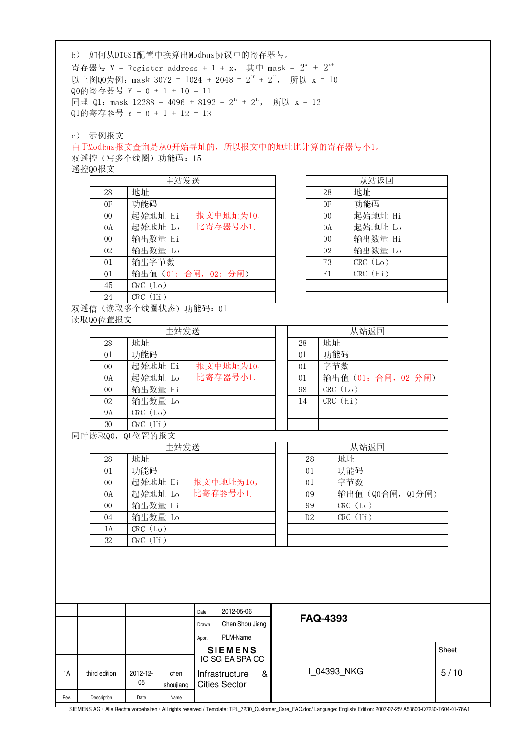b） 如何从DIGSI配置中换算出Modbus协议中的寄存器号。

寄存器号 Y = Register address + 1 + x， 其中 mask = $2^x + 2^{x+1}$

以上图Q0为例：mask 3072 = 1024 + 2048 = $2^{10} + 2^{11}$， 所以 x = 10

Q0的寄存器号 Y = 0 + 1 + 10 = 11

同理 Q1：mask 12288 = 4096 + 8192 = $2^{12} + 2^{13}$， 所以 x = 12

Q1的寄存器号 Y = 0 + 1 + 12 = 13

c） 示例报文

由于Modbus报文查询是从0开始寻址的，所以报文中的地址比计算的寄存器号小1。

双遥控（写多个线圈）功能码：15

遥控Q0报文

| 主站发送 | | | 从站返回 | |
|---|---|---|---|---|
| 28 | 地址 | | 28 | 地址 |
| 0F | 功能码 | | 0F | 功能码 |
| 00 | 起始地址 Hi | 报文中地址为10，比寄存器号小1. | 00 | 起始地址 Hi |
| 0A | 起始地址 Lo | | 0A | 起始地址 Lo |
| 00 | 输出数量 Hi | | 00 | 输出数量 Hi |
| 02 | 输出数量 Lo | | 02 | 输出数量 Lo |
| 01 | 输出字节数 | | F3 | CRC（Lo） |
| 01 | 输出值（01：合闸，02：分闸） | | F1 | CRC（Hi） |
| 45 | CRC（Lo） | | | |
| 24 | CRC（Hi） | | | |

双遥信（读取多个线圈状态）功能码：01

读取Q0位置报文

| 主站发送 | | | 从站返回 | |
|---|---|---|---|---|
| 28 | 地址 | | 28 | 地址 |
| 01 | 功能码 | | 01 | 功能码 |
| 00 | 起始地址 Hi | 报文中地址为10，比寄存器号小1. | 01 | 字节数 |
| 0A | 起始地址 Lo | | 01 | 输出值（01：合闸，02 分闸） |
| 00 | 输出数量 Hi | | 98 | CRC（Lo） |
| 02 | 输出数量 Lo | | 14 | CRC（Hi） |
| 9A | CRC（Lo） | | | |
| 30 | CRC（Hi） | | | |

同时读取Q0，Q1位置的报文

| 主站发送 | | | 从站返回 | |
|---|---|---|---|---|
| 28 | 地址 | | 28 | 地址 |
| 01 | 功能码 | | 01 | 功能码 |
| 00 | 起始地址 Hi | 报文中地址为10，比寄存器号小1. | 01 | 字节数 |
| 0A | 起始地址 Lo | | 09 | 输出值（Q0合闸，Q1分闸） |
| 00 | 输出数量 Hi | | 99 | CRC（Lo） |
| 04 | 输出数量 Lo | | D2 | CRC（Hi） |
| 1A | CRC（Lo） | | | |
| 32 | CRC（Hi） | | | |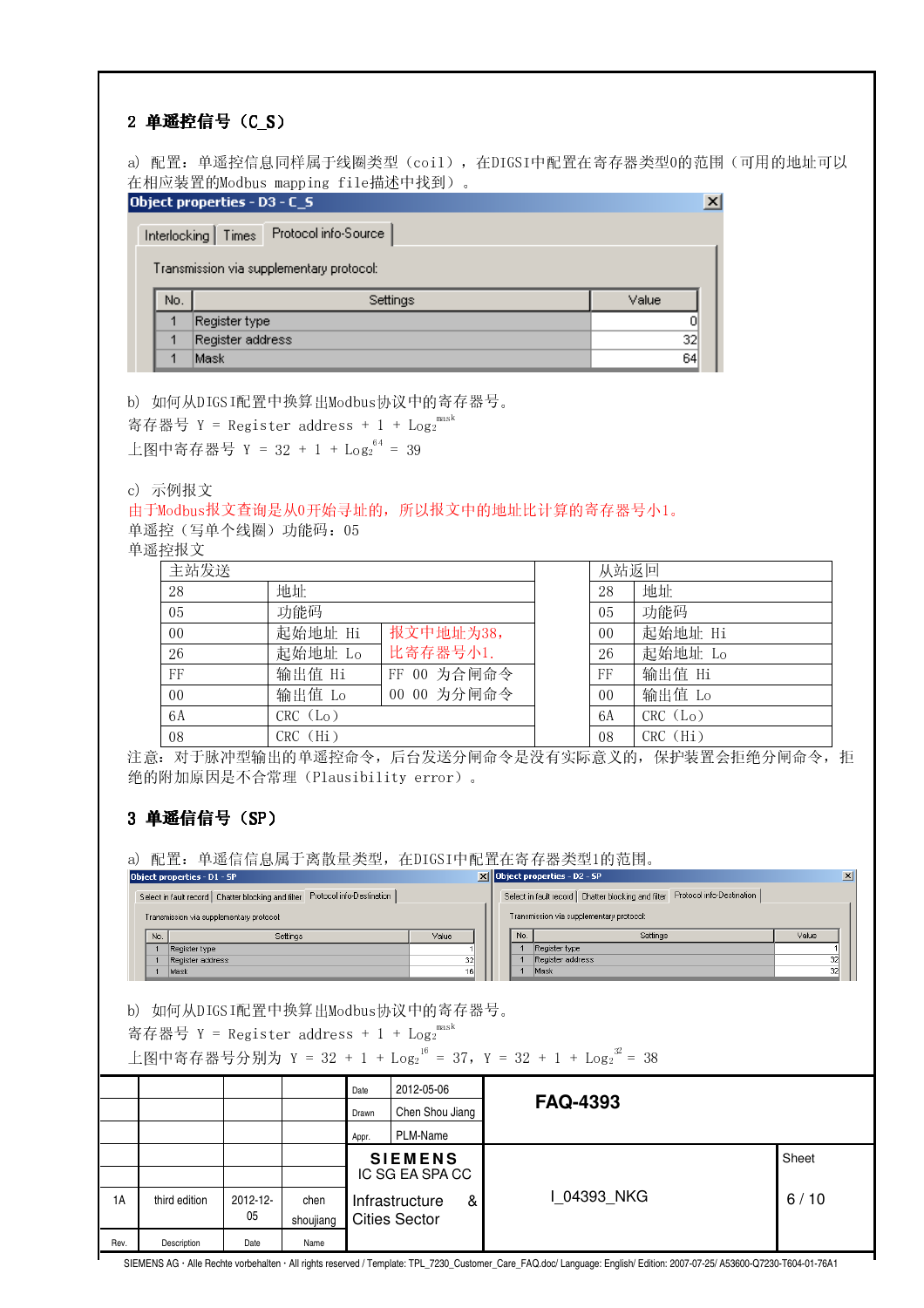## 2 单遥控信号（C_S）

a) 配置：单遥控信息同样属于线圈类型（coil），在DIGSI中配置在寄存器类型0的范围（可用的地址可以在相应装置的Modbus mapping file描述中找到）。

Object properties - D3 - C_S

Interlocking | Times | Protocol info-Source

Transmission via supplementary protocol:

| No. | Settings | Value |
|---|---|---|
| 1 | Register type | 0 |
| 1 | Register address | 32 |
| 1 | Mask | 64 |

b) 如何从DIGSI配置中换算出Modbus协议中的寄存器号。

寄存器号 Y = Register address + 1 + $\log_2^{mask}$

上图中寄存器号 Y = 32 + 1 + $\log_2^{64}$ = 39

c) 示例报文

由于Modbus报文查询是从0开始寻址的，所以报文中的地址比计算的寄存器号小1。

单遥控（写单个线圈）功能码：05

单遥控报文

| 主站发送 | | | | 从站返回 | |
|---|---|---|---|---|---|
| 28 | 地址 | | | 28 | 地址 |
| 05 | 功能码 | | | 05 | 功能码 |
| 00 | 起始地址 Hi | 报文中地址为38，比寄存器号小1. | | 00 | 起始地址 Hi |
| 26 | 起始地址 Lo | | | 26 | 起始地址 Lo |
| FF | 输出值 Hi | FF 00 为合闸命令 | | FF | 输出值 Hi |
| 00 | 输出值 Lo | 00 00 为分闸命令 | | 00 | 输出值 Lo |
| 6A | CRC（Lo） | | | 6A | CRC（Lo） |
| 08 | CRC（Hi） | | | 08 | CRC（Hi） |

注意：对于脉冲型输出的单遥控命令，后台发送分闸命令是没有实际意义的，保护装置会拒绝分闸命令，拒绝的附加原因是不合常理（Plausibility error）。

## 3 单遥信信号（SP）

a) 配置：单遥信信息属于离散量类型，在DIGSI中配置在寄存器类型1的范围。

Object properties - D1 - SP

Select in fault record | Chatter blocking and filter | Protocol info-Destination

Transmission via supplementary protocol

| No. | Settings | Value |
|---|---|---|
| 1 | Register type | 1 |
| 1 | Register address | 32 |
| 1 | Mask | 16 |

Object properties - D2 - SP

Select in fault record | Chatter blocking and filter | Protocol info-Destination

Transmission via supplementary protocol

| No. | Settings | Value |
|---|---|---|
| 1 | Register type | 1 |
| 1 | Register address | 32 |
| 1 | Mask | 32 |

b) 如何从DIGSI配置中换算出Modbus协议中的寄存器号。

寄存器号 Y = Register address + 1 + $\log_2^{mask}$

上图中寄存器号分别为 Y = 32 + 1 + $\log_2^{16}$ = 37，Y = 32 + 1 + $\log_2^{32}$ = 38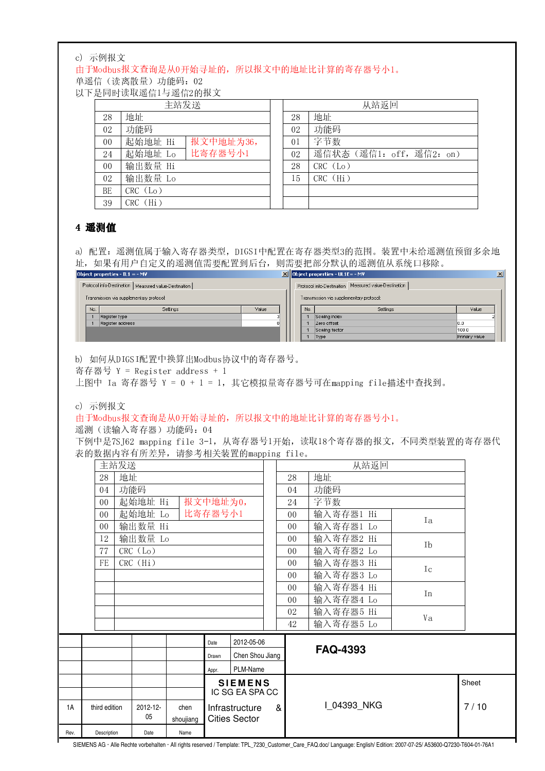c) 示例报文

由于Modbus报文查询是从0开始寻址的，所以报文中的地址比计算的寄存器号小1。

单遥信（读离散量）功能码：02

以下是同时读取遥信1与遥信2的报文

| 主站发送 | | | | 从站返回 | |
|---|---|---|---|---|---|
| 28 | 地址 | | | 28 | 地址 |
| 02 | 功能码 | | | 02 | 功能码 |
| 00 | 起始地址 Hi | 报文中地址为36，比寄存器号小1 | | 01 | 字节数 |
| 24 | 起始地址 Lo | | | 02 | 遥信状态（遥信1：off，遥信2：on） |
| 00 | 输出数量 Hi | | | 28 | CRC（Lo） |
| 02 | 输出数量 Lo | | | 15 | CRC（Hi） |
| BE | CRC（Lo） | | | | |
| 39 | CRC（Hi） | | | | |

## 4 遥测值

a) 配置：遥测值属于输入寄存器类型，DIGSI中配置在寄存器类型3的范围。装置中未给遥测值预留多余地址，如果有用户自定义的遥测值需要配置到后台，则需要把部分默认的遥测值从系统口移除。

Object properties - IL1 = - MV

Protocol info-Destination | Measured value-Destination

Transmission via supplementary protocol

| No. | Settings | Value |
|---|---|---|
| 1 | Register type | 3 |
| 1 | Register address | 0 |

Object properties - UL1E= - MV

Protocol info-Destination | Measured value-Destination

Transmission via supplementary protocol

| No. | Settings | Value |
|---|---|---|
| 1 | Scaling index | 2 |
| 1 | Zero offset | 0.0 |
| 1 | Scaling factor | 100.0 |
| 1 | Type | Primary value |

b) 如何从DIGSI配置中换算出Modbus协议中的寄存器号。

寄存器号 Y = Register address + 1

上图中 Ia 寄存器号 Y = 0 + 1 = 1，其它模拟量寄存器号可在mapping file描述中查找到。

c) 示例报文

由于Modbus报文查询是从0开始寻址的，所以报文中的地址比计算的寄存器号小1。

遥测（读输入寄存器）功能码：04

下例中是7SJ62 mapping file 3-1，从寄存器号1开始，读取18个寄存器的报文，不同类型装置的寄存器代表的数据内容有所差异，请参考相关装置的mapping file。

| 主站发送 | | | | 从站返回 | | |
|---|---|---|---|---|---|---|
| 28 | 地址 | | | 28 | 地址 | |
| 04 | 功能码 | | | 04 | 功能码 | |
| 00 | 起始地址 Hi | 报文中地址为0，比寄存器号小1 | | 24 | 字节数 | |
| 00 | 起始地址 Lo | | | 00 | 输入寄存器1 Hi | Ia |
| 00 | 输出数量 Hi | | | 00 | 输入寄存器1 Lo | |
| 12 | 输出数量 Lo | | | 00 | 输入寄存器2 Hi | Ib |
| 77 | CRC（Lo） | | | 00 | 输入寄存器2 Lo | |
| FE | CRC（Hi） | | | 00 | 输入寄存器3 Hi | Ic |
| | | | | 00 | 输入寄存器3 Lo | |
| | | | | 00 | 输入寄存器4 Hi | In |
| | | | | 00 | 输入寄存器4 Lo | |
| | | | | 02 | 输入寄存器5 Hi | Va |
| | | | | 42 | 输入寄存器5 Lo | |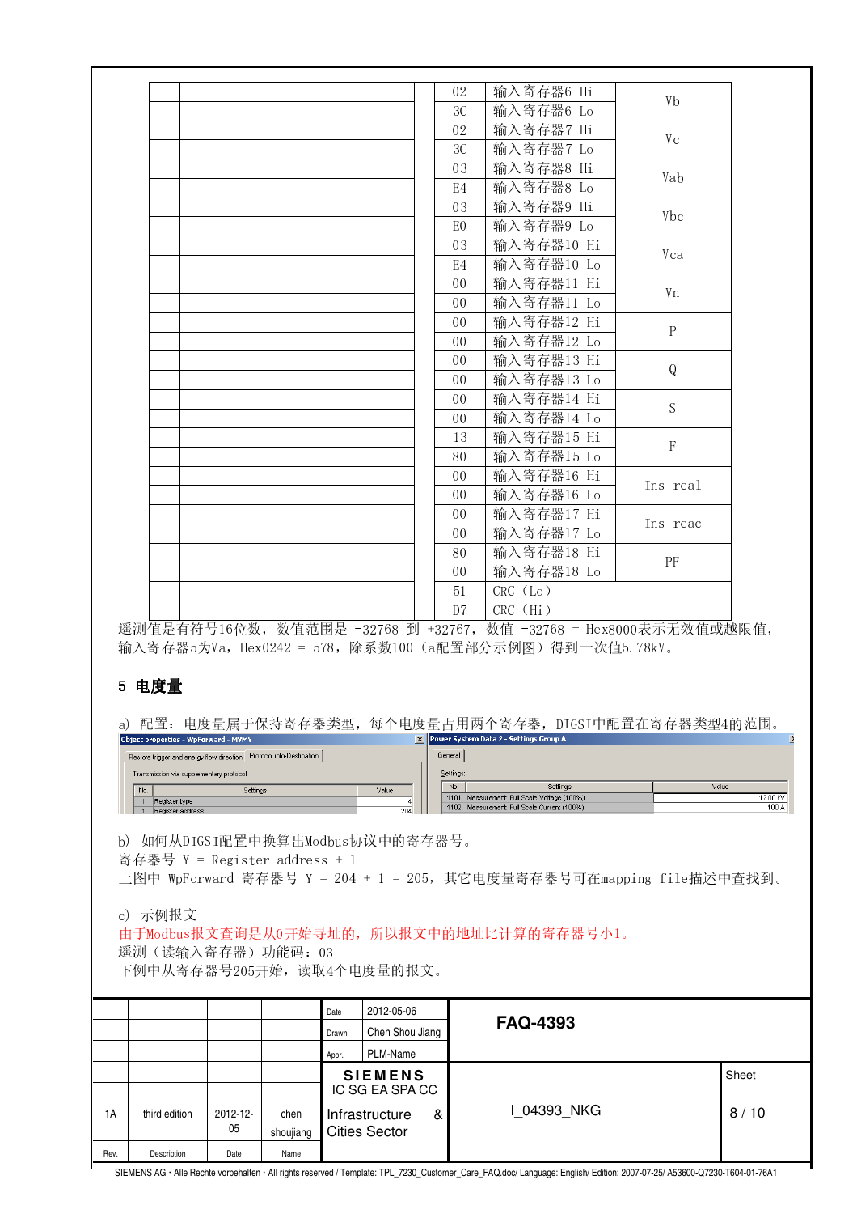| | | | | | |
|---|---|---|---|---|---|
| | | | 02 | 输入寄存器6 Hi | Vb |
| | | | 3C | 输入寄存器6 Lo | |
| | | | 02 | 输入寄存器7 Hi | Vc |
| | | | 3C | 输入寄存器7 Lo | |
| | | | 03 | 输入寄存器8 Hi | Vab |
| | | | E4 | 输入寄存器8 Lo | |
| | | | 03 | 输入寄存器9 Hi | Vbc |
| | | | E0 | 输入寄存器9 Lo | |
| | | | 03 | 输入寄存器10 Hi | Vca |
| | | | E4 | 输入寄存器10 Lo | |
| | | | 00 | 输入寄存器11 Hi | Vn |
| | | | 00 | 输入寄存器11 Lo | |
| | | | 00 | 输入寄存器12 Hi | P |
| | | | 00 | 输入寄存器12 Lo | |
| | | | 00 | 输入寄存器13 Hi | Q |
| | | | 00 | 输入寄存器13 Lo | |
| | | | 00 | 输入寄存器14 Hi | S |
| | | | 00 | 输入寄存器14 Lo | |
| | | | 13 | 输入寄存器15 Hi | F |
| | | | 80 | 输入寄存器15 Lo | |
| | | | 00 | 输入寄存器16 Hi | Ins real |
| | | | 00 | 输入寄存器16 Lo | |
| | | | 00 | 输入寄存器17 Hi | Ins reac |
| | | | 00 | 输入寄存器17 Lo | |
| | | | 80 | 输入寄存器18 Hi | PF |
| | | | 00 | 输入寄存器18 Lo | |
| | | | 51 | CRC（Lo） | |
| | | | D7 | CRC（Hi） | |

遥测值是有符号16位数，数值范围是 -32768 到 +32767， 数值 -32768 = Hex8000表示无效值或越限值，输入寄存器5为Va，Hex0242 = 578，除系数100（a配置部分示例图）得到一次值5.78kV。

## 5 电度量

a) 配置：电度量属于保持寄存器类型，每个电度量占用两个寄存器，DIGSI中配置在寄存器类型4的范围。

b) 如何从DIGSI配置中换算出Modbus协议中的寄存器号。

寄存器号 Y = Register address + 1

上图中 WpForward 寄存器号 Y = 204 + 1 = 205，其它电度量寄存器号可在mapping file描述中查找到。

c) 示例报文

由于Modbus报文查询是从0开始寻址的，所以报文中的地址比计算的寄存器号小1。

遥测（读输入寄存器）功能码：03

下例中从寄存器号205开始，读取4个电度量的报文。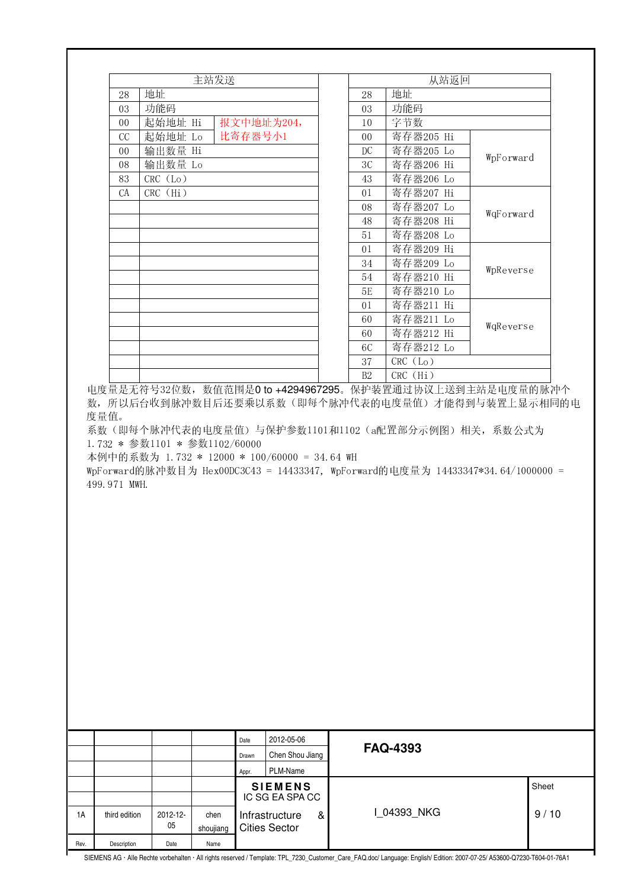| 主站发送 | | | | 从站返回 | | |
|---|---|---|---|---|---|---|
| 28 | 地址 | | | 28 | 地址 | |
| 03 | 功能码 | | | 03 | 功能码 | |
| 00 | 起始地址 Hi | 报文中地址为204，比寄存器号小1 | | 10 | 字节数 | |
| CC | 起始地址 Lo | | | 00 | 寄存器205 Hi | WpForward |
| 00 | 输出数量 Hi | | | DC | 寄存器205 Lo | |
| 08 | 输出数量 Lo | | | 3C | 寄存器206 Hi | |
| 83 | CRC（Lo） | | | 43 | 寄存器206 Lo | |
| CA | CRC（Hi） | | | 01 | 寄存器207 Hi | WqForward |
| | | | | 08 | 寄存器207 Lo | |
| | | | | 48 | 寄存器208 Hi | |
| | | | | 51 | 寄存器208 Lo | |
| | | | | 01 | 寄存器209 Hi | WpReverse |
| | | | | 34 | 寄存器209 Lo | |
| | | | | 54 | 寄存器210 Hi | |
| | | | | 5E | 寄存器210 Lo | |
| | | | | 01 | 寄存器211 Hi | WqReverse |
| | | | | 60 | 寄存器211 Lo | |
| | | | | 60 | 寄存器212 Hi | |
| | | | | 6C | 寄存器212 Lo | |
| | | | | 37 | CRC（Lo） | |
| | | | | B2 | CRC（Hi） | |

电度量是无符号32位数，数值范围是0 to +4294967295。保护装置通过协议上送到主站是电度量的脉冲个数，所以后台收到脉冲数目后还要乘以系数（即每个脉冲代表的电度量值）才能得到与装置上显示相同的电度量值。

系数（即每个脉冲代表的电度量值）与保护参数1101和1102（a配置部分示例图）相关，系数公式为 1.732 * 参数1101 * 参数1102/60000

本例中的系数为 1.732 * 12000 * 100/60000 = 34.64 WH

WpForward的脉冲数目为 Hex00DC3C43 = 14433347，WpForward的电度量为 14433347*34.64/1000000 = 499.971 MWH.

| Rev. | Description | Date | Name | | | | |
|---|---|---|---|---|---|---|---|
| | | | | Date | 2012-05-06 | FAQ-4393 | |
| | | | | Drawn | Chen Shou Jiang | | |
| | | | | Appr. | PLM-Name | | |
| 1A | third edition | 2012-12-05 | chen shoujiang | SIEMENS IC SG EA SPA CC Infrastructure & Cities Sector | | I_04393_NKG | Sheet 9 / 10 |

SIEMENS AG · Alle Rechte vorbehalten · All rights reserved / Template: TPL_7230_Customer_Care_FAQ.doc/ Language: English/ Edition: 2007-07-25/ A53600-Q7230-T604-01-76A1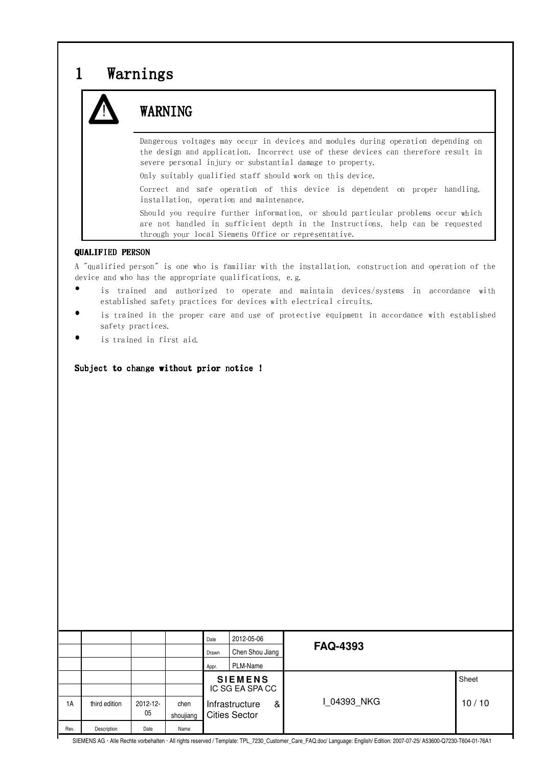# 1 Warnings

## WARNING

Dangerous voltages may occur in devices and modules during operation depending on the design and application. Incorrect use of these devices can therefore result in severe personal injury or substantial damage to property.

Only suitably qualified staff should work on this device.

Correct and safe operation of this device is dependent on proper handling, installation, operation and maintenance.

Should you require further information, or should particular problems occur which are not handled in sufficient depth in the Instructions, help can be requested through your local Siemens Office or representative.

**QUALIFIED PERSON**

A "qualified person" is one who is familiar with the installation, construction and operation of the device and who has the appropriate qualifications, e.g.

- is trained and authorized to operate and maintain devices/systems in accordance with established safety practices for devices with electrical circuits.
- is trained in the proper care and use of protective equipment in accordance with established safety practices.
- is trained in first aid.

**Subject to change without prior notice !**

| | | | | | | | |
|---|---|---|---|---|---|---|---|
| | | | | Date | 2012-05-06 | FAQ-4393 | |
| | | | | Drawn | Chen Shou Jiang | | |
| | | | | Appr. | PLM-Name | | |
| | | | | SIEMENS IC SG EA SPA CC | | I_04393_NKG | Sheet |
| 1A | third edition | 2012-12-05 | chen shoujiang | Infrastructure & Cities Sector | | | 10 / 10 |
| Rev. | Description | Date | Name | | | | |

SIEMENS AG · Alle Rechte vorbehalten · All rights reserved / Template: TPL_7230_Customer_Care_FAQ.doc/ Language: English/ Edition: 2007-07-25/ A53600-Q7230-T604-01-76A1